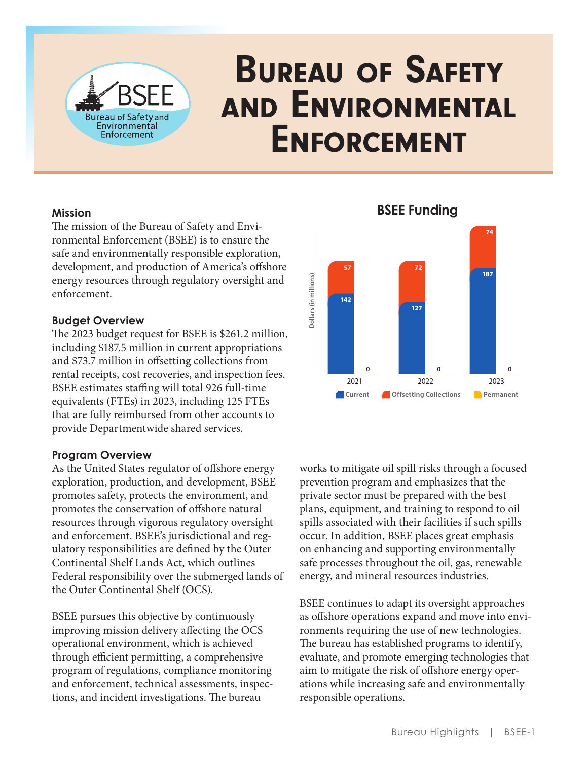# Bureau of Safety and Environmental Enforcement

BSEE
Bureau of Safety and Environmental Enforcement

## Mission

The mission of the Bureau of Safety and Environmental Enforcement (BSEE) is to ensure the safe and environmentally responsible exploration, development, and production of America's offshore energy resources through regulatory oversight and enforcement.

## Budget Overview

The 2023 budget request for BSEE is $261.2 million, including $187.5 million in current appropriations and $73.7 million in offsetting collections from rental receipts, cost recoveries, and inspection fees. BSEE estimates staffing will total 926 full-time equivalents (FTEs) in 2023, including 125 FTEs that are fully reimbursed from other accounts to provide Departmentwide shared services.

**BSEE Funding**

Dollars (in millions)

2021: 142, 57, 0
2022: 127, 72, 0
2023: 187, 74, 0

Current | Offsetting Collections | Permanent

## Program Overview

As the United States regulator of offshore energy exploration, production, and development, BSEE promotes safety, protects the environment, and promotes the conservation of offshore natural resources through vigorous regulatory oversight and enforcement. BSEE's jurisdictional and regulatory responsibilities are defined by the Outer Continental Shelf Lands Act, which outlines Federal responsibility over the submerged lands of the Outer Continental Shelf (OCS).

BSEE pursues this objective by continuously improving mission delivery affecting the OCS operational environment, which is achieved through efficient permitting, a comprehensive program of regulations, compliance monitoring and enforcement, technical assessments, inspections, and incident investigations. The bureau works to mitigate oil spill risks through a focused prevention program and emphasizes that the private sector must be prepared with the best plans, equipment, and training to respond to oil spills associated with their facilities if such spills occur. In addition, BSEE places great emphasis on enhancing and supporting environmentally safe processes throughout the oil, gas, renewable energy, and mineral resources industries.

BSEE continues to adapt its oversight approaches as offshore operations expand and move into environments requiring the use of new technologies. The bureau has established programs to identify, evaluate, and promote emerging technologies that aim to mitigate the risk of offshore energy operations while increasing safe and environmentally responsible operations.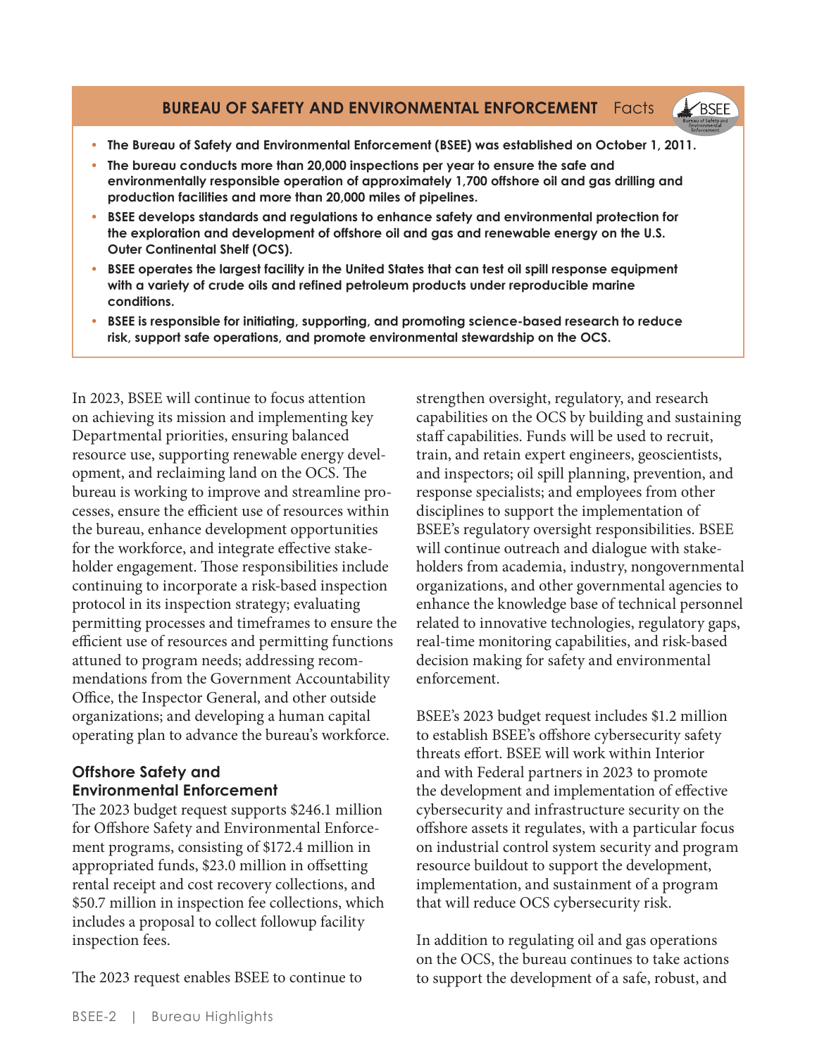**BUREAU OF SAFETY AND ENVIRONMENTAL ENFORCEMENT** Facts

- **The Bureau of Safety and Environmental Enforcement (BSEE) was established on October 1, 2011.**
- **The bureau conducts more than 20,000 inspections per year to ensure the safe and environmentally responsible operation of approximately 1,700 offshore oil and gas drilling and production facilities and more than 20,000 miles of pipelines.**
- **BSEE develops standards and regulations to enhance safety and environmental protection for the exploration and development of offshore oil and gas and renewable energy on the U.S. Outer Continental Shelf (OCS).**
- **BSEE operates the largest facility in the United States that can test oil spill response equipment with a variety of crude oils and refined petroleum products under reproducible marine conditions.**
- **BSEE is responsible for initiating, supporting, and promoting science-based research to reduce risk, support safe operations, and promote environmental stewardship on the OCS.**

In 2023, BSEE will continue to focus attention on achieving its mission and implementing key Departmental priorities, ensuring balanced resource use, supporting renewable energy development, and reclaiming land on the OCS. The bureau is working to improve and streamline processes, ensure the efficient use of resources within the bureau, enhance development opportunities for the workforce, and integrate effective stakeholder engagement. Those responsibilities include continuing to incorporate a risk-based inspection protocol in its inspection strategy; evaluating permitting processes and timeframes to ensure the efficient use of resources and permitting functions attuned to program needs; addressing recommendations from the Government Accountability Office, the Inspector General, and other outside organizations; and developing a human capital operating plan to advance the bureau's workforce.

### Offshore Safety and Environmental Enforcement

The 2023 budget request supports $246.1 million for Offshore Safety and Environmental Enforcement programs, consisting of $172.4 million in appropriated funds, $23.0 million in offsetting rental receipt and cost recovery collections, and $50.7 million in inspection fee collections, which includes a proposal to collect followup facility inspection fees.

The 2023 request enables BSEE to continue to strengthen oversight, regulatory, and research capabilities on the OCS by building and sustaining staff capabilities. Funds will be used to recruit, train, and retain expert engineers, geoscientists, and inspectors; oil spill planning, prevention, and response specialists; and employees from other disciplines to support the implementation of BSEE's regulatory oversight responsibilities. BSEE will continue outreach and dialogue with stakeholders from academia, industry, nongovernmental organizations, and other governmental agencies to enhance the knowledge base of technical personnel related to innovative technologies, regulatory gaps, real-time monitoring capabilities, and risk-based decision making for safety and environmental enforcement.

BSEE's 2023 budget request includes $1.2 million to establish BSEE's offshore cybersecurity safety threats effort. BSEE will work within Interior and with Federal partners in 2023 to promote the development and implementation of effective cybersecurity and infrastructure security on the offshore assets it regulates, with a particular focus on industrial control system security and program resource buildout to support the development, implementation, and sustainment of a program that will reduce OCS cybersecurity risk.

In addition to regulating oil and gas operations on the OCS, the bureau continues to take actions to support the development of a safe, robust, and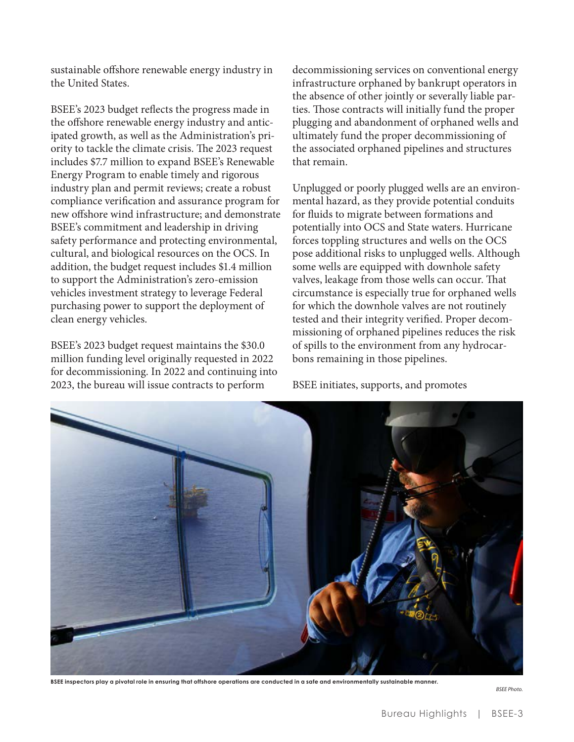sustainable offshore renewable energy industry in the United States.

BSEE's 2023 budget reflects the progress made in the offshore renewable energy industry and anticipated growth, as well as the Administration's priority to tackle the climate crisis. The 2023 request includes $7.7 million to expand BSEE's Renewable Energy Program to enable timely and rigorous industry plan and permit reviews; create a robust compliance verification and assurance program for new offshore wind infrastructure; and demonstrate BSEE's commitment and leadership in driving safety performance and protecting environmental, cultural, and biological resources on the OCS. In addition, the budget request includes $1.4 million to support the Administration's zero-emission vehicles investment strategy to leverage Federal purchasing power to support the deployment of clean energy vehicles.

BSEE's 2023 budget request maintains the $30.0 million funding level originally requested in 2022 for decommissioning. In 2022 and continuing into 2023, the bureau will issue contracts to perform decommissioning services on conventional energy infrastructure orphaned by bankrupt operators in the absence of other jointly or severally liable parties. Those contracts will initially fund the proper plugging and abandonment of orphaned wells and ultimately fund the proper decommissioning of the associated orphaned pipelines and structures that remain.

Unplugged or poorly plugged wells are an environmental hazard, as they provide potential conduits for fluids to migrate between formations and potentially into OCS and State waters. Hurricane forces toppling structures and wells on the OCS pose additional risks to unplugged wells. Although some wells are equipped with downhole safety valves, leakage from those wells can occur. That circumstance is especially true for orphaned wells for which the downhole valves are not routinely tested and their integrity verified. Proper decommissioning of orphaned pipelines reduces the risk of spills to the environment from any hydrocarbons remaining in those pipelines.

BSEE initiates, supports, and promotes

**BSEE inspectors play a pivotal role in ensuring that offshore operations are conducted in a safe and environmentally sustainable manner.**

*BSEE Photo.*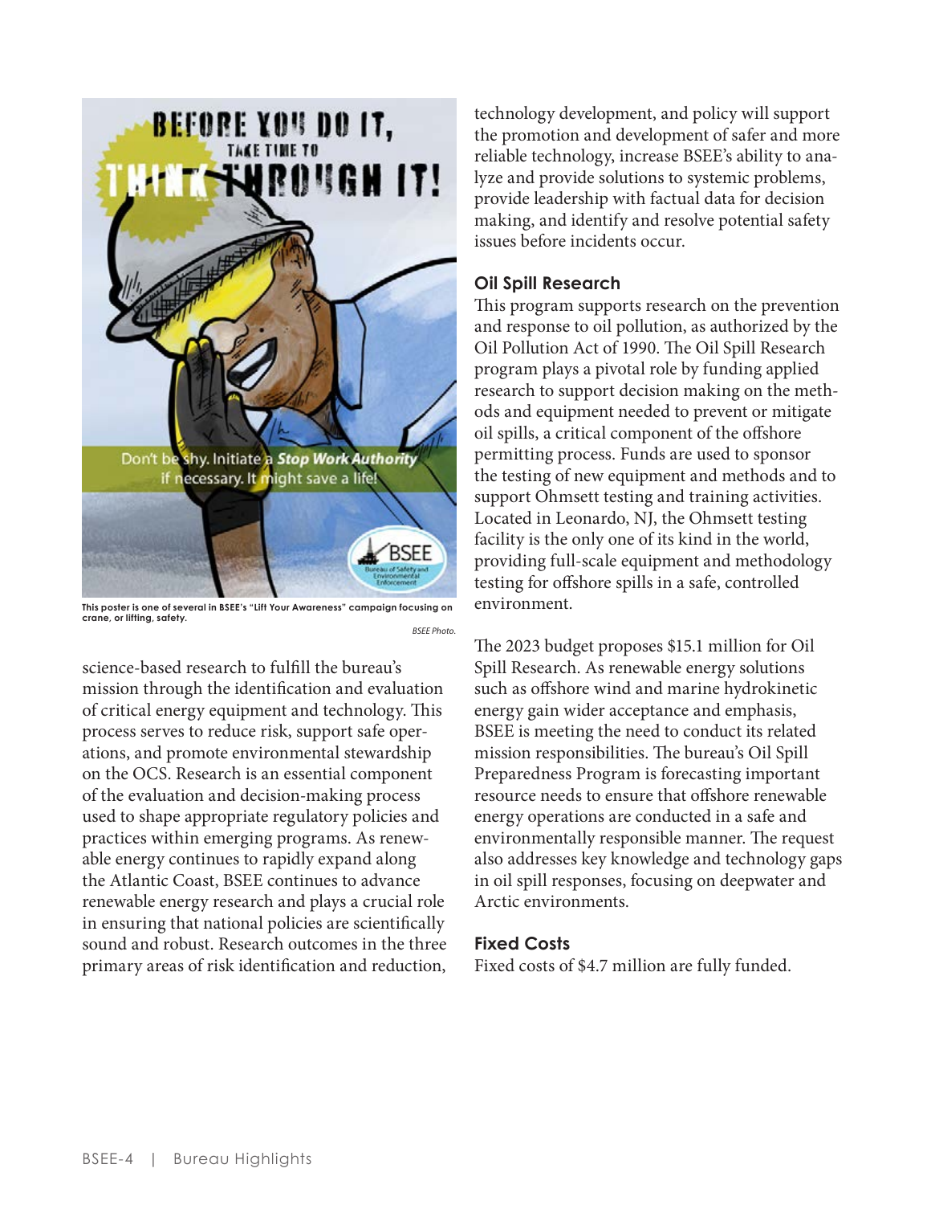This poster is one of several in BSEE's "Lift Your Awareness" campaign focusing on crane, or lifting, safety.

*BSEE Photo.*

science-based research to fulfill the bureau's mission through the identification and evaluation of critical energy equipment and technology. This process serves to reduce risk, support safe operations, and promote environmental stewardship on the OCS. Research is an essential component of the evaluation and decision-making process used to shape appropriate regulatory policies and practices within emerging programs. As renewable energy continues to rapidly expand along the Atlantic Coast, BSEE continues to advance renewable energy research and plays a crucial role in ensuring that national policies are scientifically sound and robust. Research outcomes in the three primary areas of risk identification and reduction, technology development, and policy will support the promotion and development of safer and more reliable technology, increase BSEE's ability to analyze and provide solutions to systemic problems, provide leadership with factual data for decision making, and identify and resolve potential safety issues before incidents occur.

### Oil Spill Research

This program supports research on the prevention and response to oil pollution, as authorized by the Oil Pollution Act of 1990. The Oil Spill Research program plays a pivotal role by funding applied research to support decision making on the methods and equipment needed to prevent or mitigate oil spills, a critical component of the offshore permitting process. Funds are used to sponsor the testing of new equipment and methods and to support Ohmsett testing and training activities. Located in Leonardo, NJ, the Ohmsett testing facility is the only one of its kind in the world, providing full-scale equipment and methodology testing for offshore spills in a safe, controlled environment.

The 2023 budget proposes $15.1 million for Oil Spill Research. As renewable energy solutions such as offshore wind and marine hydrokinetic energy gain wider acceptance and emphasis, BSEE is meeting the need to conduct its related mission responsibilities. The bureau's Oil Spill Preparedness Program is forecasting important resource needs to ensure that offshore renewable energy operations are conducted in a safe and environmentally responsible manner. The request also addresses key knowledge and technology gaps in oil spill responses, focusing on deepwater and Arctic environments.

### Fixed Costs

Fixed costs of $4.7 million are fully funded.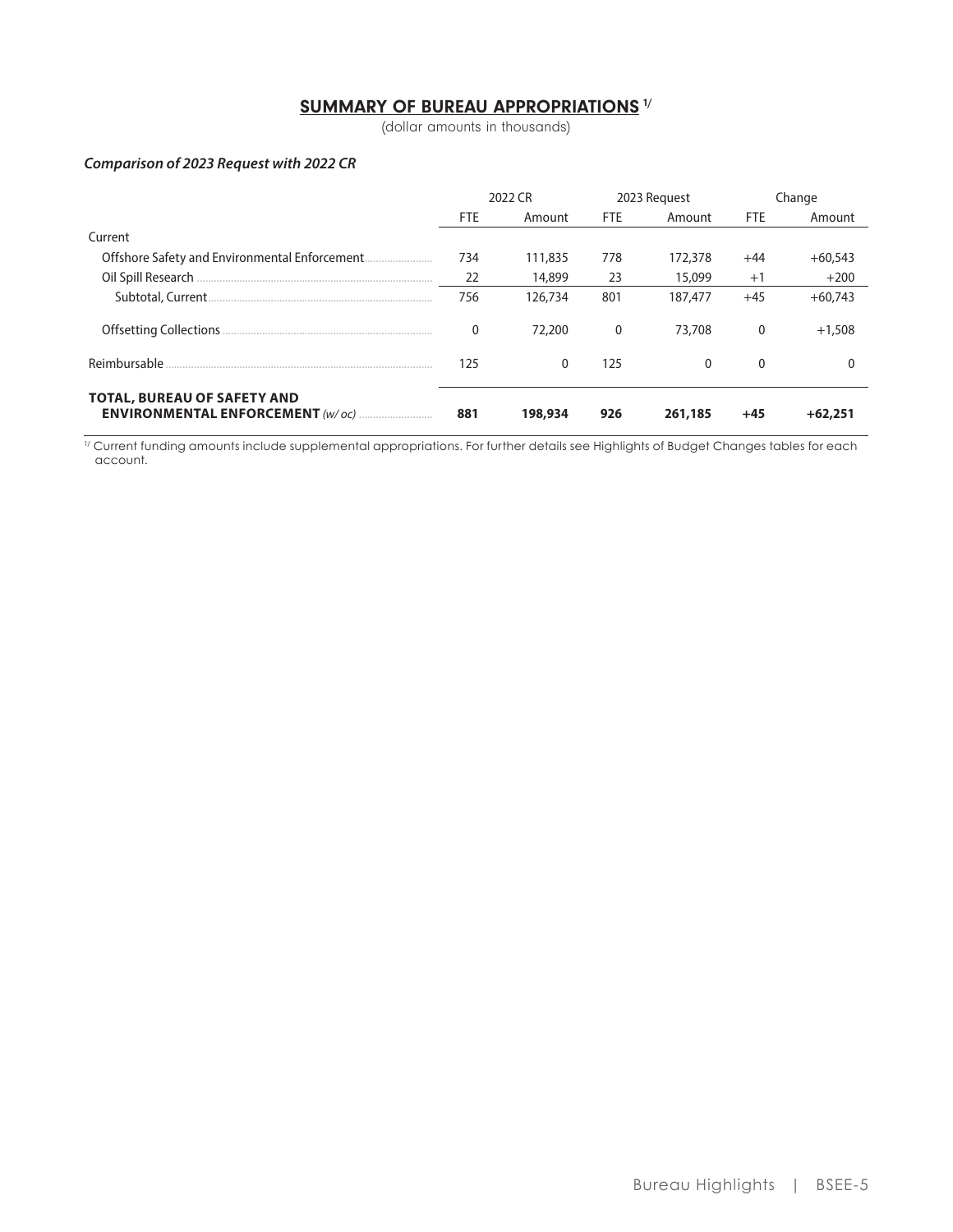## SUMMARY OF BUREAU APPROPRIATIONS [1/]

(dollar amounts in thousands)

***Comparison of 2023 Request with 2022 CR***

| | 2022 CR | | 2023 Request | | Change | |
|---|---|---|---|---|---|---|
| | FTE | Amount | FTE | Amount | FTE | Amount |
| Current | | | | | | |
| Offshore Safety and Environmental Enforcement | 734 | 111,835 | 778 | 172,378 | +44 | +60,543 |
| Oil Spill Research | 22 | 14,899 | 23 | 15,099 | +1 | +200 |
| Subtotal, Current | 756 | 126,734 | 801 | 187,477 | +45 | +60,743 |
| Offsetting Collections | 0 | 72,200 | 0 | 73,708 | 0 | +1,508 |
| Reimbursable | 125 | 0 | 125 | 0 | 0 | 0 |
| **TOTAL, BUREAU OF SAFETY AND ENVIRONMENTAL ENFORCEMENT** *(w/ oc)* | **881** | **198,934** | **926** | **261,185** | **+45** | **+62,251** |

[1/] Current funding amounts include supplemental appropriations. For further details see Highlights of Budget Changes tables for each account.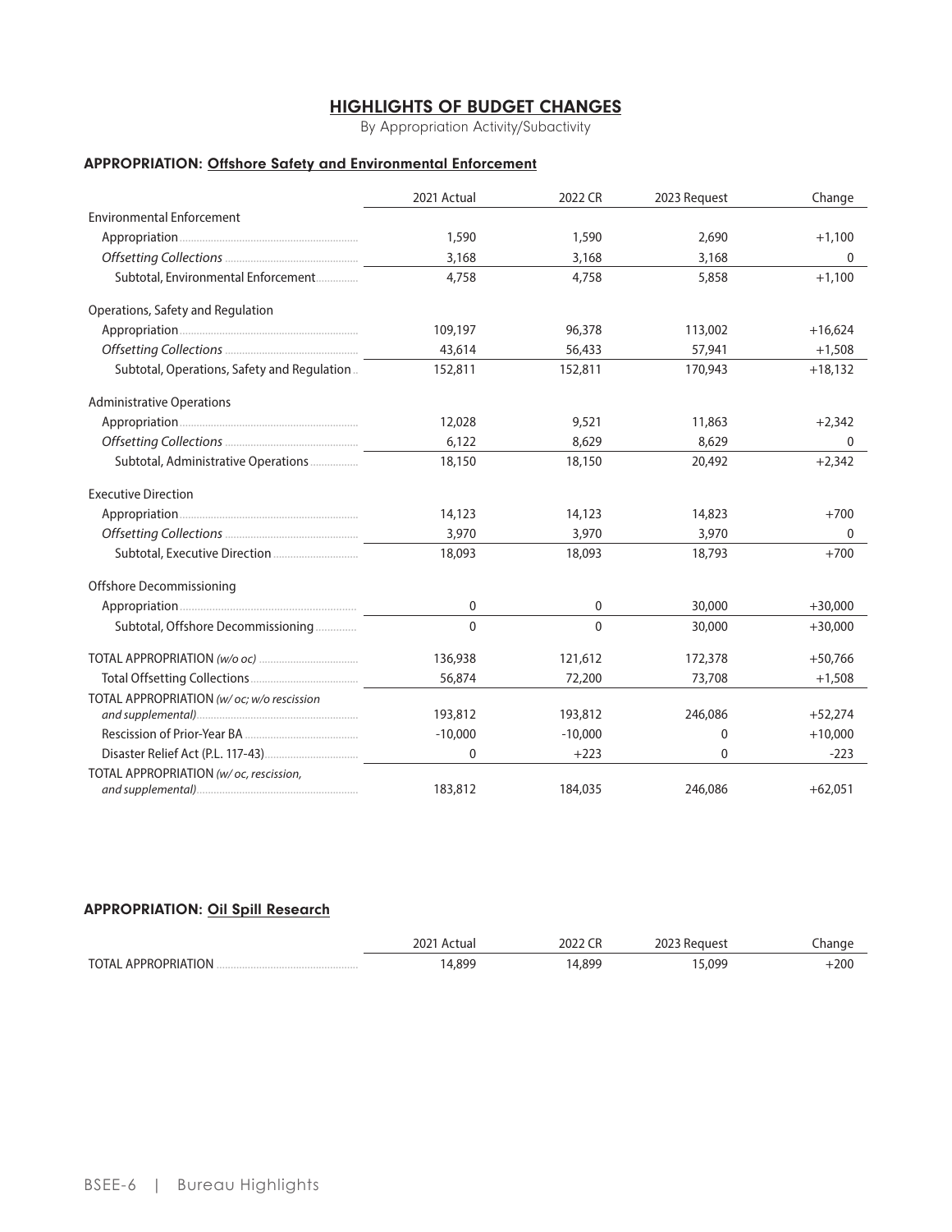## HIGHLIGHTS OF BUDGET CHANGES

By Appropriation Activity/Subactivity

### APPROPRIATION: Offshore Safety and Environmental Enforcement

| | 2021 Actual | 2022 CR | 2023 Request | Change |
|---|---|---|---|---|
| Environmental Enforcement | | | | |
| Appropriation | 1,590 | 1,590 | 2,690 | +1,100 |
| *Offsetting Collections* | 3,168 | 3,168 | 3,168 | 0 |
| Subtotal, Environmental Enforcement | 4,758 | 4,758 | 5,858 | +1,100 |
| Operations, Safety and Regulation | | | | |
| Appropriation | 109,197 | 96,378 | 113,002 | +16,624 |
| *Offsetting Collections* | 43,614 | 56,433 | 57,941 | +1,508 |
| Subtotal, Operations, Safety and Regulation | 152,811 | 152,811 | 170,943 | +18,132 |
| Administrative Operations | | | | |
| Appropriation | 12,028 | 9,521 | 11,863 | +2,342 |
| *Offsetting Collections* | 6,122 | 8,629 | 8,629 | 0 |
| Subtotal, Administrative Operations | 18,150 | 18,150 | 20,492 | +2,342 |
| Executive Direction | | | | |
| Appropriation | 14,123 | 14,123 | 14,823 | +700 |
| *Offsetting Collections* | 3,970 | 3,970 | 3,970 | 0 |
| Subtotal, Executive Direction | 18,093 | 18,093 | 18,793 | +700 |
| Offshore Decommissioning | | | | |
| Appropriation | 0 | 0 | 30,000 | +30,000 |
| Subtotal, Offshore Decommissioning | 0 | 0 | 30,000 | +30,000 |
| TOTAL APPROPRIATION *(w/o oc)* | 136,938 | 121,612 | 172,378 | +50,766 |
| Total Offsetting Collections | 56,874 | 72,200 | 73,708 | +1,508 |
| TOTAL APPROPRIATION *(w/ oc; w/o rescission and supplemental)* | 193,812 | 193,812 | 246,086 | +52,274 |
| Rescission of Prior-Year BA | -10,000 | -10,000 | 0 | +10,000 |
| Disaster Relief Act (P.L. 117-43) | 0 | +223 | 0 | -223 |
| TOTAL APPROPRIATION *(w/ oc, rescission, and supplemental)* | 183,812 | 184,035 | 246,086 | +62,051 |

### APPROPRIATION: Oil Spill Research

| | 2021 Actual | 2022 CR | 2023 Request | Change |
|---|---|---|---|---|
| TOTAL APPROPRIATION | 14,899 | 14,899 | 15,099 | +200 |